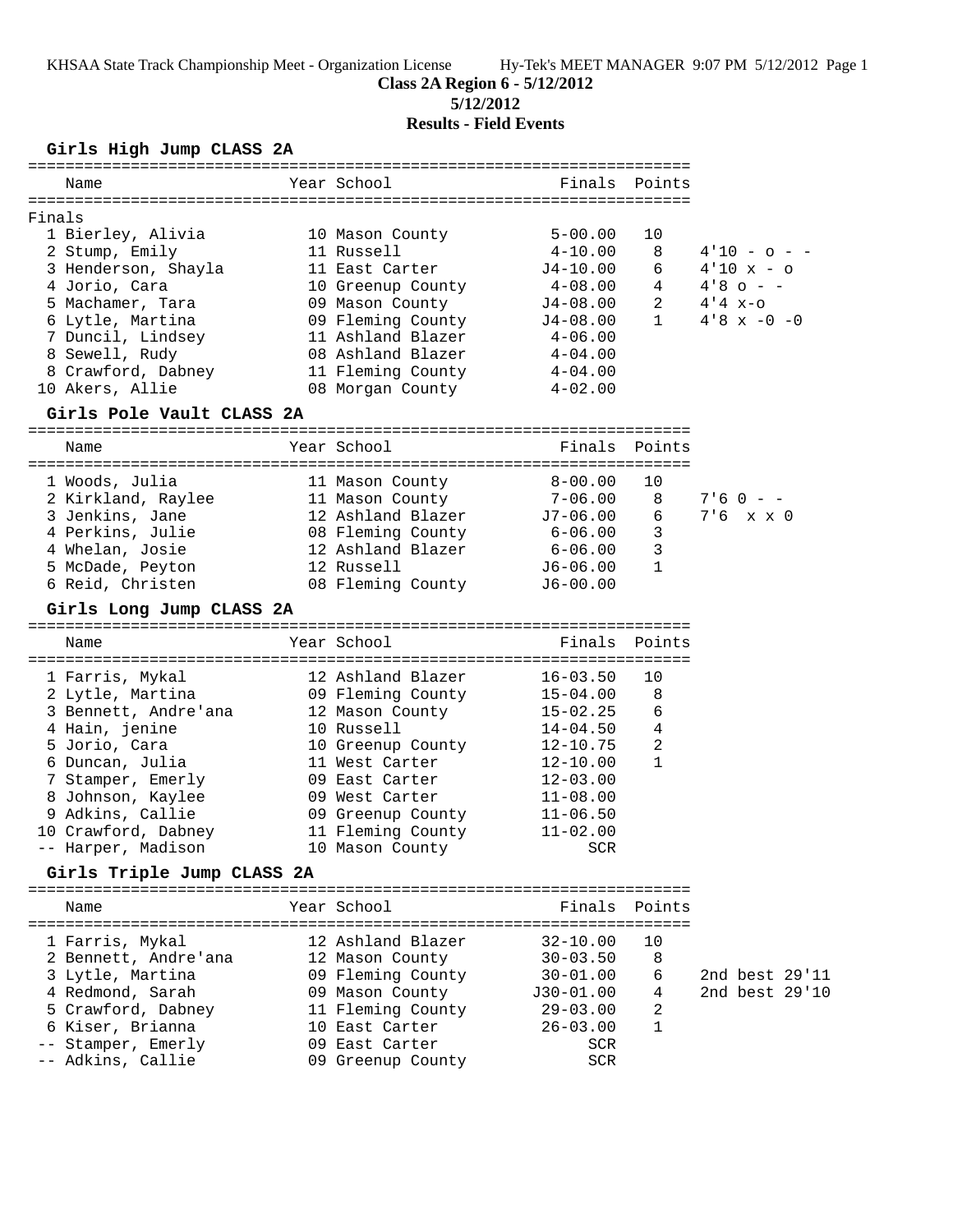**Class 2A Region 6 - 5/12/2012**

**5/12/2012**

**Results - Field Events**

## Girls High Jump CLASS 2A

Finals

| | Name | Year | School | Finals | Points | |
|---|---|---|---|---|---|---|
| 1 | Bierley, Alivia | 10 | Mason County | 5-00.00 | 10 | |
| 2 | Stump, Emily | 11 | Russell | 4-10.00 | 8 | 4'10 - o - - |
| 3 | Henderson, Shayla | 11 | East Carter | J4-10.00 | 6 | 4'10 x - o |
| 4 | Jorio, Cara | 10 | Greenup County | 4-08.00 | 4 | 4'8 o - - |
| 5 | Machamer, Tara | 09 | Mason County | J4-08.00 | 2 | 4'4 x-o |
| 6 | Lytle, Martina | 09 | Fleming County | J4-08.00 | 1 | 4'8 x -0 -0 |
| 7 | Duncil, Lindsey | 11 | Ashland Blazer | 4-06.00 | | |
| 8 | Sewell, Rudy | 08 | Ashland Blazer | 4-04.00 | | |
| 8 | Crawford, Dabney | 11 | Fleming County | 4-04.00 | | |
| 10 | Akers, Allie | 08 | Morgan County | 4-02.00 | | |

## Girls Pole Vault CLASS 2A

| | Name | Year | School | Finals | Points | |
|---|---|---|---|---|---|---|
| 1 | Woods, Julia | 11 | Mason County | 8-00.00 | 10 | |
| 2 | Kirkland, Raylee | 11 | Mason County | 7-06.00 | 8 | 7'6 0 - - |
| 3 | Jenkins, Jane | 12 | Ashland Blazer | J7-06.00 | 6 | 7'6 x x 0 |
| 4 | Perkins, Julie | 08 | Fleming County | 6-06.00 | 3 | |
| 4 | Whelan, Josie | 12 | Ashland Blazer | 6-06.00 | 3 | |
| 5 | McDade, Peyton | 12 | Russell | J6-06.00 | 1 | |
| 6 | Reid, Christen | 08 | Fleming County | J6-00.00 | | |

## Girls Long Jump CLASS 2A

| | Name | Year | School | Finals | Points |
|---|---|---|---|---|---|
| 1 | Farris, Mykal | 12 | Ashland Blazer | 16-03.50 | 10 |
| 2 | Lytle, Martina | 09 | Fleming County | 15-04.00 | 8 |
| 3 | Bennett, Andre'ana | 12 | Mason County | 15-02.25 | 6 |
| 4 | Hain, jenine | 10 | Russell | 14-04.50 | 4 |
| 5 | Jorio, Cara | 10 | Greenup County | 12-10.75 | 2 |
| 6 | Duncan, Julia | 11 | West Carter | 12-10.00 | 1 |
| 7 | Stamper, Emerly | 09 | East Carter | 12-03.00 | |
| 8 | Johnson, Kaylee | 09 | West Carter | 11-08.00 | |
| 9 | Adkins, Callie | 09 | Greenup County | 11-06.50 | |
| 10 | Crawford, Dabney | 11 | Fleming County | 11-02.00 | |
| -- | Harper, Madison | 10 | Mason County | SCR | |

## Girls Triple Jump CLASS 2A

| | Name | Year | School | Finals | Points | |
|---|---|---|---|---|---|---|
| 1 | Farris, Mykal | 12 | Ashland Blazer | 32-10.00 | 10 | |
| 2 | Bennett, Andre'ana | 12 | Mason County | 30-03.50 | 8 | |
| 3 | Lytle, Martina | 09 | Fleming County | 30-01.00 | 6 | 2nd best 29'11 |
| 4 | Redmond, Sarah | 09 | Mason County | J30-01.00 | 4 | 2nd best 29'10 |
| 5 | Crawford, Dabney | 11 | Fleming County | 29-03.00 | 2 | |
| 6 | Kiser, Brianna | 10 | East Carter | 26-03.00 | 1 | |
| -- | Stamper, Emerly | 09 | East Carter | SCR | | |
| -- | Adkins, Callie | 09 | Greenup County | SCR | | |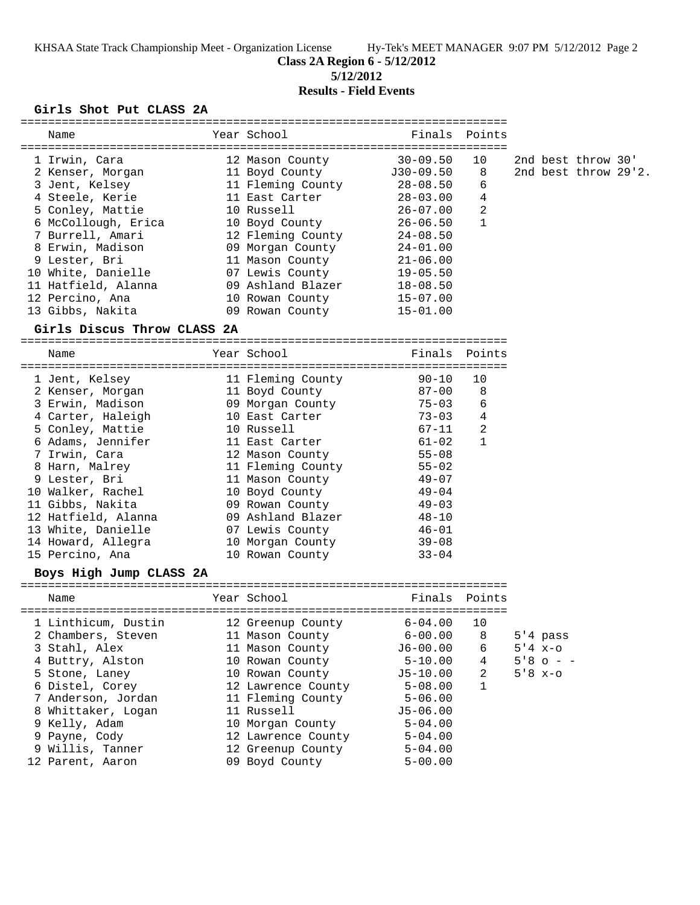**Class 2A Region 6 - 5/12/2012**

**5/12/2012**

**Results - Field Events**

### Girls Shot Put CLASS 2A

| Name | Year | School | Finals | Points | |
|---|---|---|---|---|---|
| 1 Irwin, Cara | 12 | Mason County | 30-09.50 | 10 | 2nd best throw 30' |
| 2 Kenser, Morgan | 11 | Boyd County | J30-09.50 | 8 | 2nd best throw 29'2. |
| 3 Jent, Kelsey | 11 | Fleming County | 28-08.50 | 6 | |
| 4 Steele, Kerie | 11 | East Carter | 28-03.00 | 4 | |
| 5 Conley, Mattie | 10 | Russell | 26-07.00 | 2 | |
| 6 McCollough, Erica | 10 | Boyd County | 26-06.50 | 1 | |
| 7 Burrell, Amari | 12 | Fleming County | 24-08.50 | | |
| 8 Erwin, Madison | 09 | Morgan County | 24-01.00 | | |
| 9 Lester, Bri | 11 | Mason County | 21-06.00 | | |
| 10 White, Danielle | 07 | Lewis County | 19-05.50 | | |
| 11 Hatfield, Alanna | 09 | Ashland Blazer | 18-08.50 | | |
| 12 Percino, Ana | 10 | Rowan County | 15-07.00 | | |
| 13 Gibbs, Nakita | 09 | Rowan County | 15-01.00 | | |

### Girls Discus Throw CLASS 2A

| Name | Year | School | Finals | Points |
|---|---|---|---|---|
| 1 Jent, Kelsey | 11 | Fleming County | 90-10 | 10 |
| 2 Kenser, Morgan | 11 | Boyd County | 87-00 | 8 |
| 3 Erwin, Madison | 09 | Morgan County | 75-03 | 6 |
| 4 Carter, Haleigh | 10 | East Carter | 73-03 | 4 |
| 5 Conley, Mattie | 10 | Russell | 67-11 | 2 |
| 6 Adams, Jennifer | 11 | East Carter | 61-02 | 1 |
| 7 Irwin, Cara | 12 | Mason County | 55-08 | |
| 8 Harn, Malrey | 11 | Fleming County | 55-02 | |
| 9 Lester, Bri | 11 | Mason County | 49-07 | |
| 10 Walker, Rachel | 10 | Boyd County | 49-04 | |
| 11 Gibbs, Nakita | 09 | Rowan County | 49-03 | |
| 12 Hatfield, Alanna | 09 | Ashland Blazer | 48-10 | |
| 13 White, Danielle | 07 | Lewis County | 46-01 | |
| 14 Howard, Allegra | 10 | Morgan County | 39-08 | |
| 15 Percino, Ana | 10 | Rowan County | 33-04 | |

### Boys High Jump CLASS 2A

| Name | Year | School | Finals | Points | |
|---|---|---|---|---|---|
| 1 Linthicum, Dustin | 12 | Greenup County | 6-04.00 | 10 | |
| 2 Chambers, Steven | 11 | Mason County | 6-00.00 | 8 | 5'4 pass |
| 3 Stahl, Alex | 11 | Mason County | J6-00.00 | 6 | 5'4 x-o |
| 4 Buttry, Alston | 10 | Rowan County | 5-10.00 | 4 | 5'8 o - - |
| 5 Stone, Laney | 10 | Rowan County | J5-10.00 | 2 | 5'8 x-o |
| 6 Distel, Corey | 12 | Lawrence County | 5-08.00 | 1 | |
| 7 Anderson, Jordan | 11 | Fleming County | 5-06.00 | | |
| 8 Whittaker, Logan | 11 | Russell | J5-06.00 | | |
| 9 Kelly, Adam | 10 | Morgan County | 5-04.00 | | |
| 9 Payne, Cody | 12 | Lawrence County | 5-04.00 | | |
| 9 Willis, Tanner | 12 | Greenup County | 5-04.00 | | |
| 12 Parent, Aaron | 09 | Boyd County | 5-00.00 | | |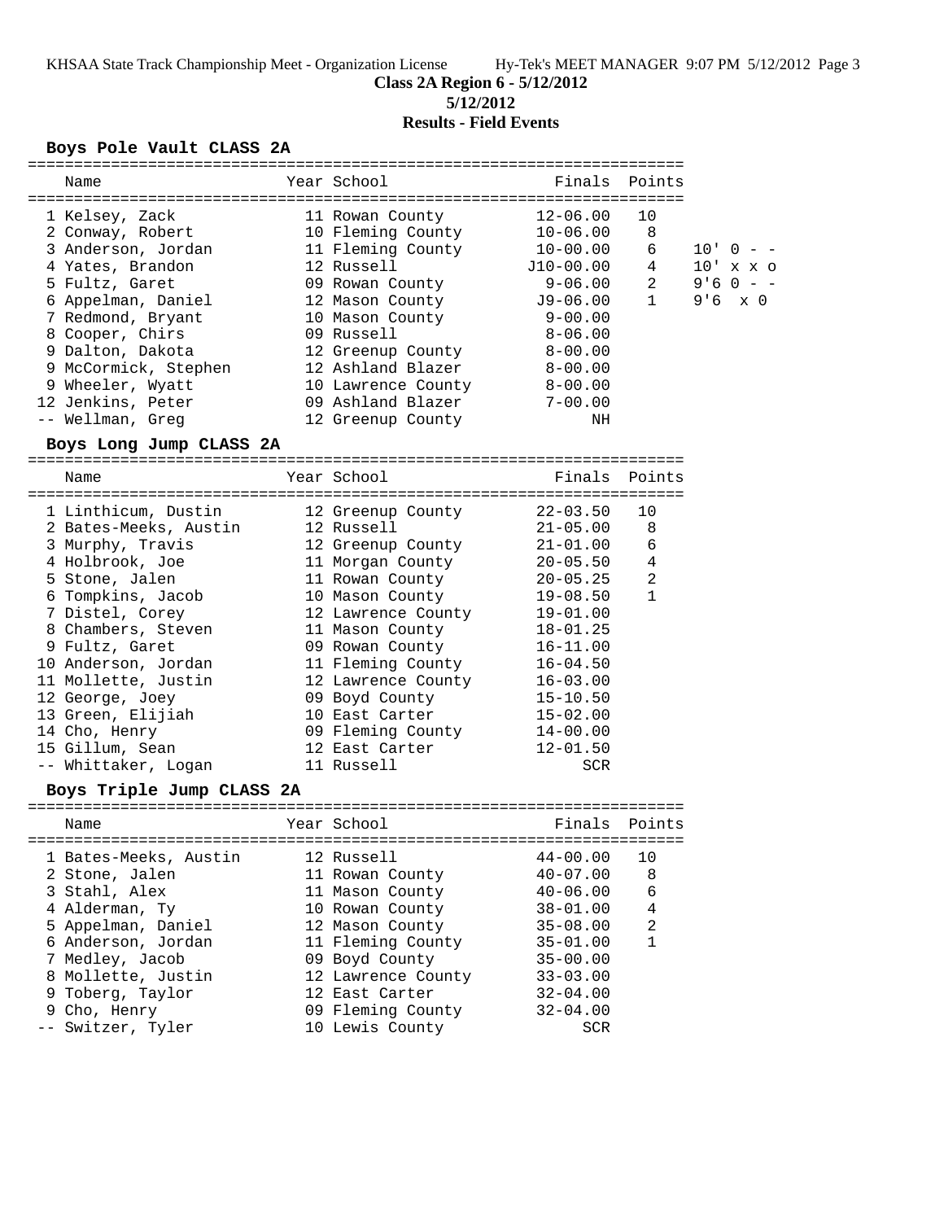**Class 2A Region 6 - 5/12/2012**

**5/12/2012**

**Results - Field Events**

### Boys Pole Vault CLASS 2A

| Place | Name | Year | School | Finals | Points | |
|---|---|---|---|---|---|---|
| 1 | Kelsey, Zack | 11 | Rowan County | 12-06.00 | 10 | |
| 2 | Conway, Robert | 10 | Fleming County | 10-06.00 | 8 | |
| 3 | Anderson, Jordan | 11 | Fleming County | 10-00.00 | 6 | 10' 0 - - |
| 4 | Yates, Brandon | 12 | Russell | J10-00.00 | 4 | 10' x x o |
| 5 | Fultz, Garet | 09 | Rowan County | 9-06.00 | 2 | 9'6 0 - - |
| 6 | Appelman, Daniel | 12 | Mason County | J9-06.00 | 1 | 9'6 x 0 |
| 7 | Redmond, Bryant | 10 | Mason County | 9-00.00 | | |
| 8 | Cooper, Chirs | 09 | Russell | 8-06.00 | | |
| 9 | Dalton, Dakota | 12 | Greenup County | 8-00.00 | | |
| 9 | McCormick, Stephen | 12 | Ashland Blazer | 8-00.00 | | |
| 9 | Wheeler, Wyatt | 10 | Lawrence County | 8-00.00 | | |
| 12 | Jenkins, Peter | 09 | Ashland Blazer | 7-00.00 | | |
| -- | Wellman, Greg | 12 | Greenup County | NH | | |

### Boys Long Jump CLASS 2A

| Place | Name | Year | School | Finals | Points |
|---|---|---|---|---|---|
| 1 | Linthicum, Dustin | 12 | Greenup County | 22-03.50 | 10 |
| 2 | Bates-Meeks, Austin | 12 | Russell | 21-05.00 | 8 |
| 3 | Murphy, Travis | 12 | Greenup County | 21-01.00 | 6 |
| 4 | Holbrook, Joe | 11 | Morgan County | 20-05.50 | 4 |
| 5 | Stone, Jalen | 11 | Rowan County | 20-05.25 | 2 |
| 6 | Tompkins, Jacob | 10 | Mason County | 19-08.50 | 1 |
| 7 | Distel, Corey | 12 | Lawrence County | 19-01.00 | |
| 8 | Chambers, Steven | 11 | Mason County | 18-01.25 | |
| 9 | Fultz, Garet | 09 | Rowan County | 16-11.00 | |
| 10 | Anderson, Jordan | 11 | Fleming County | 16-04.50 | |
| 11 | Mollette, Justin | 12 | Lawrence County | 16-03.00 | |
| 12 | George, Joey | 09 | Boyd County | 15-10.50 | |
| 13 | Green, Elijiah | 10 | East Carter | 15-02.00 | |
| 14 | Cho, Henry | 09 | Fleming County | 14-00.00 | |
| 15 | Gillum, Sean | 12 | East Carter | 12-01.50 | |
| -- | Whittaker, Logan | 11 | Russell | SCR | |

### Boys Triple Jump CLASS 2A

| Place | Name | Year | School | Finals | Points |
|---|---|---|---|---|---|
| 1 | Bates-Meeks, Austin | 12 | Russell | 44-00.00 | 10 |
| 2 | Stone, Jalen | 11 | Rowan County | 40-07.00 | 8 |
| 3 | Stahl, Alex | 11 | Mason County | 40-06.00 | 6 |
| 4 | Alderman, Ty | 10 | Rowan County | 38-01.00 | 4 |
| 5 | Appelman, Daniel | 12 | Mason County | 35-08.00 | 2 |
| 6 | Anderson, Jordan | 11 | Fleming County | 35-01.00 | 1 |
| 7 | Medley, Jacob | 09 | Boyd County | 35-00.00 | |
| 8 | Mollette, Justin | 12 | Lawrence County | 33-03.00 | |
| 9 | Toberg, Taylor | 12 | East Carter | 32-04.00 | |
| 9 | Cho, Henry | 09 | Fleming County | 32-04.00 | |
| -- | Switzer, Tyler | 10 | Lewis County | SCR | |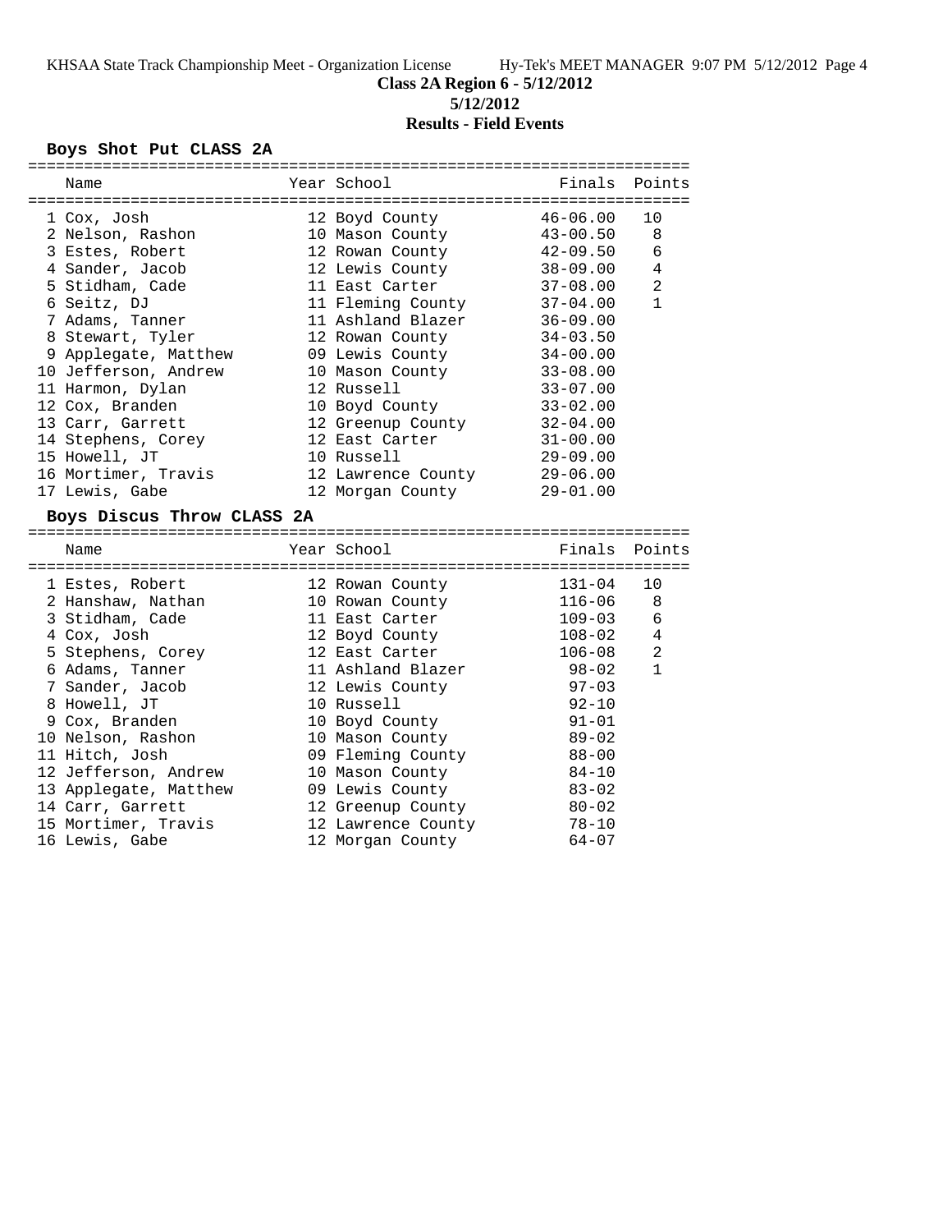**Class 2A Region 6 - 5/12/2012**

**5/12/2012**

**Results - Field Events**

### Boys Shot Put CLASS 2A

| | Name | Year | School | Finals | Points |
|---|---|---|---|---|---|
| 1 | Cox, Josh | 12 | Boyd County | 46-06.00 | 10 |
| 2 | Nelson, Rashon | 10 | Mason County | 43-00.50 | 8 |
| 3 | Estes, Robert | 12 | Rowan County | 42-09.50 | 6 |
| 4 | Sander, Jacob | 12 | Lewis County | 38-09.00 | 4 |
| 5 | Stidham, Cade | 11 | East Carter | 37-08.00 | 2 |
| 6 | Seitz, DJ | 11 | Fleming County | 37-04.00 | 1 |
| 7 | Adams, Tanner | 11 | Ashland Blazer | 36-09.00 | |
| 8 | Stewart, Tyler | 12 | Rowan County | 34-03.50 | |
| 9 | Applegate, Matthew | 09 | Lewis County | 34-00.00 | |
| 10 | Jefferson, Andrew | 10 | Mason County | 33-08.00 | |
| 11 | Harmon, Dylan | 12 | Russell | 33-07.00 | |
| 12 | Cox, Branden | 10 | Boyd County | 33-02.00 | |
| 13 | Carr, Garrett | 12 | Greenup County | 32-04.00 | |
| 14 | Stephens, Corey | 12 | East Carter | 31-00.00 | |
| 15 | Howell, JT | 10 | Russell | 29-09.00 | |
| 16 | Mortimer, Travis | 12 | Lawrence County | 29-06.00 | |
| 17 | Lewis, Gabe | 12 | Morgan County | 29-01.00 | |

### Boys Discus Throw CLASS 2A

| | Name | Year | School | Finals | Points |
|---|---|---|---|---|---|
| 1 | Estes, Robert | 12 | Rowan County | 131-04 | 10 |
| 2 | Hanshaw, Nathan | 10 | Rowan County | 116-06 | 8 |
| 3 | Stidham, Cade | 11 | East Carter | 109-03 | 6 |
| 4 | Cox, Josh | 12 | Boyd County | 108-02 | 4 |
| 5 | Stephens, Corey | 12 | East Carter | 106-08 | 2 |
| 6 | Adams, Tanner | 11 | Ashland Blazer | 98-02 | 1 |
| 7 | Sander, Jacob | 12 | Lewis County | 97-03 | |
| 8 | Howell, JT | 10 | Russell | 92-10 | |
| 9 | Cox, Branden | 10 | Boyd County | 91-01 | |
| 10 | Nelson, Rashon | 10 | Mason County | 89-02 | |
| 11 | Hitch, Josh | 09 | Fleming County | 88-00 | |
| 12 | Jefferson, Andrew | 10 | Mason County | 84-10 | |
| 13 | Applegate, Matthew | 09 | Lewis County | 83-02 | |
| 14 | Carr, Garrett | 12 | Greenup County | 80-02 | |
| 15 | Mortimer, Travis | 12 | Lawrence County | 78-10 | |
| 16 | Lewis, Gabe | 12 | Morgan County | 64-07 | |